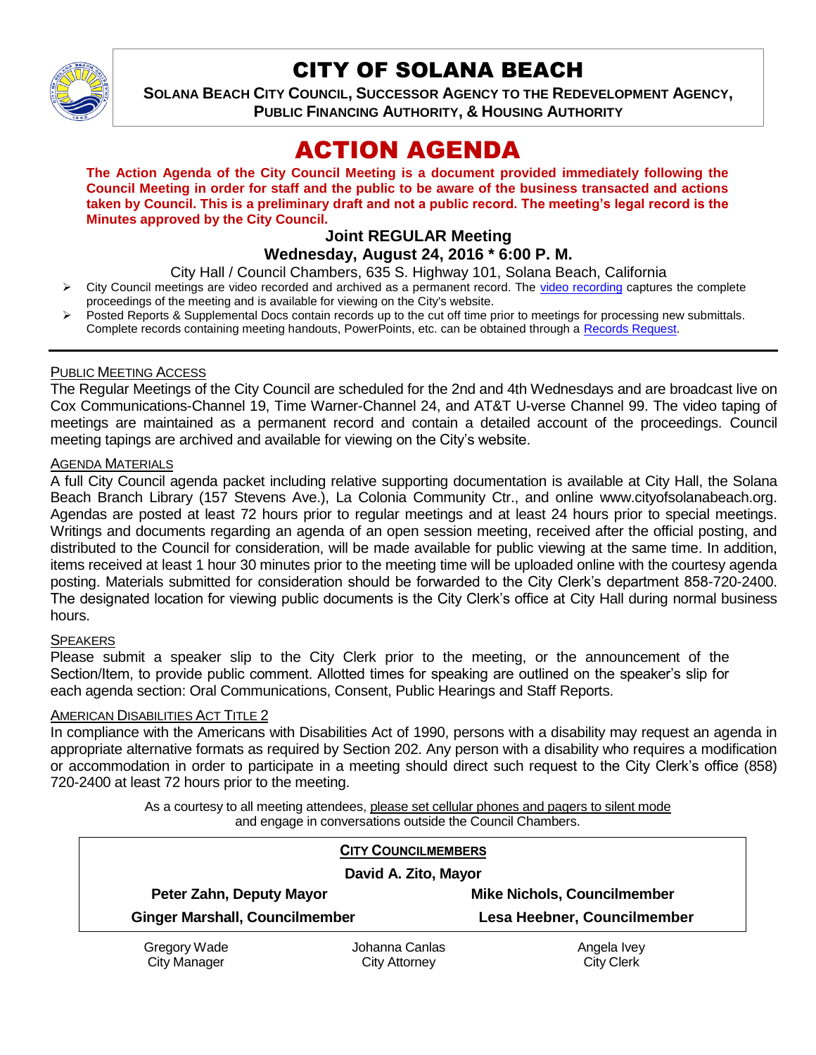# CITY OF SOLANA BEACH

**SOLANA BEACH CITY COUNCIL, SUCCESSOR AGENCY TO THE REDEVELOPMENT AGENCY, PUBLIC FINANCING AUTHORITY, & HOUSING AUTHORITY**

# ACTION AGENDA

**The Action Agenda of the City Council Meeting is a document provided immediately following the Council Meeting in order for staff and the public to be aware of the business transacted and actions taken by Council. This is a preliminary draft and not a public record. The meeting's legal record is the Minutes approved by the City Council.**

### Joint REGULAR Meeting
### Wednesday, August 24, 2016 * 6:00 P. M.

City Hall / Council Chambers, 635 S. Highway 101, Solana Beach, California

- City Council meetings are video recorded and archived as a permanent record. The video recording captures the complete proceedings of the meeting and is available for viewing on the City's website.
- Posted Reports & Supplemental Docs contain records up to the cut off time prior to meetings for processing new submittals. Complete records containing meeting handouts, PowerPoints, etc. can be obtained through a Records Request.

---

PUBLIC MEETING ACCESS

The Regular Meetings of the City Council are scheduled for the 2nd and 4th Wednesdays and are broadcast live on Cox Communications-Channel 19, Time Warner-Channel 24, and AT&T U-verse Channel 99. The video taping of meetings are maintained as a permanent record and contain a detailed account of the proceedings. Council meeting tapings are archived and available for viewing on the City's website.

AGENDA MATERIALS

A full City Council agenda packet including relative supporting documentation is available at City Hall, the Solana Beach Branch Library (157 Stevens Ave.), La Colonia Community Ctr., and online www.cityofsolanabeach.org. Agendas are posted at least 72 hours prior to regular meetings and at least 24 hours prior to special meetings. Writings and documents regarding an agenda of an open session meeting, received after the official posting, and distributed to the Council for consideration, will be made available for public viewing at the same time. In addition, items received at least 1 hour 30 minutes prior to the meeting time will be uploaded online with the courtesy agenda posting. Materials submitted for consideration should be forwarded to the City Clerk's department 858-720-2400. The designated location for viewing public documents is the City Clerk's office at City Hall during normal business hours.

SPEAKERS

Please submit a speaker slip to the City Clerk prior to the meeting, or the announcement of the Section/Item, to provide public comment. Allotted times for speaking are outlined on the speaker's slip for each agenda section: Oral Communications, Consent, Public Hearings and Staff Reports.

AMERICAN DISABILITIES ACT TITLE 2

In compliance with the Americans with Disabilities Act of 1990, persons with a disability may request an agenda in appropriate alternative formats as required by Section 202. Any person with a disability who requires a modification or accommodation in order to participate in a meeting should direct such request to the City Clerk's office (858) 720-2400 at least 72 hours prior to the meeting.

As a courtesy to all meeting attendees, please set cellular phones and pagers to silent mode and engage in conversations outside the Council Chambers.

**CITY COUNCILMEMBERS**

**David A. Zito, Mayor**

| | |
|---|---|
| **Peter Zahn, Deputy Mayor** | **Mike Nichols, Councilmember** |
| **Ginger Marshall, Councilmember** | **Lesa Heebner, Councilmember** |

| | | |
|---|---|---|
| Gregory Wade<br>City Manager | Johanna Canlas<br>City Attorney | Angela Ivey<br>City Clerk |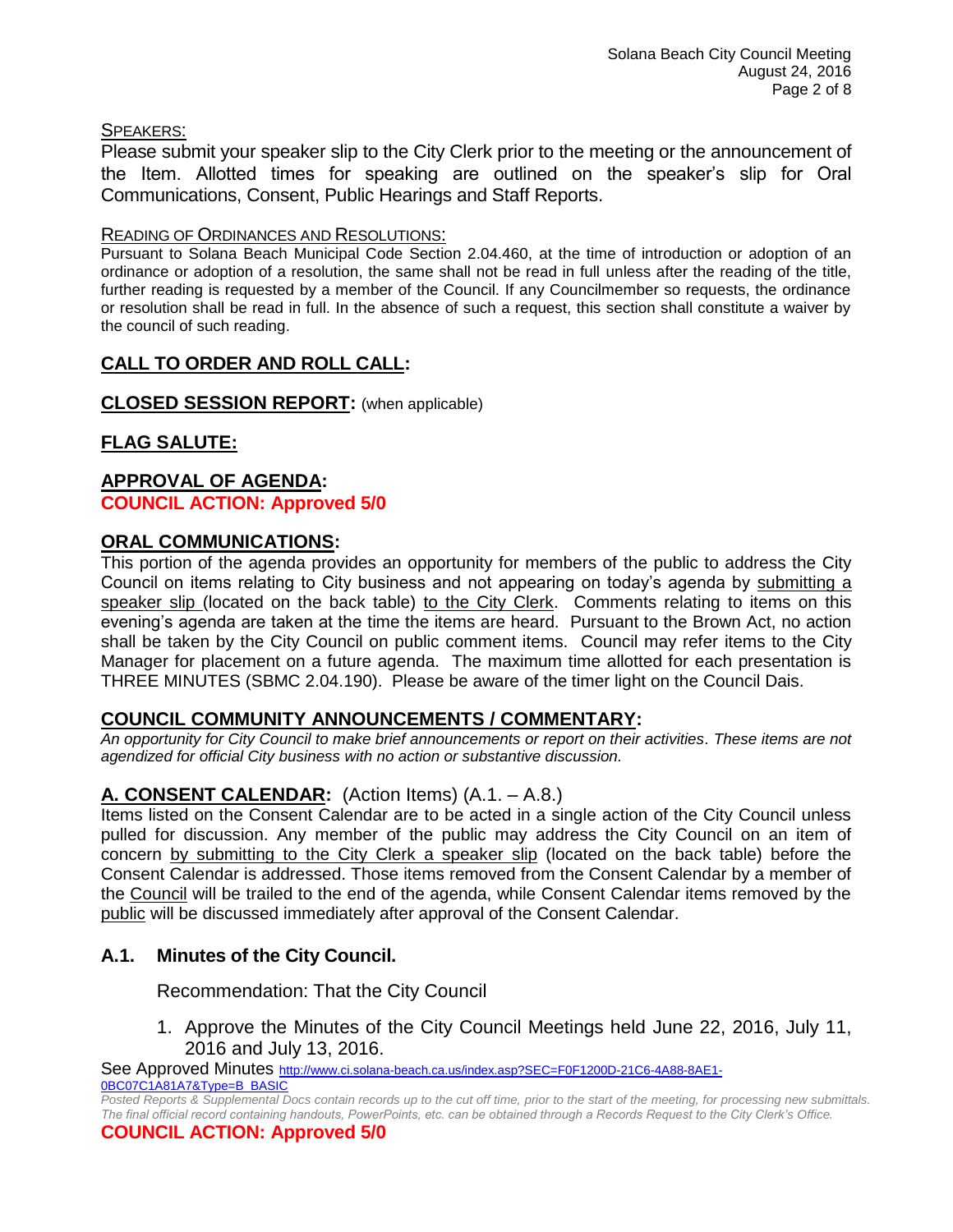SPEAKERS:

Please submit your speaker slip to the City Clerk prior to the meeting or the announcement of the Item. Allotted times for speaking are outlined on the speaker's slip for Oral Communications, Consent, Public Hearings and Staff Reports.

READING OF ORDINANCES AND RESOLUTIONS:

Pursuant to Solana Beach Municipal Code Section 2.04.460, at the time of introduction or adoption of an ordinance or adoption of a resolution, the same shall not be read in full unless after the reading of the title, further reading is requested by a member of the Council. If any Councilmember so requests, the ordinance or resolution shall be read in full. In the absence of such a request, this section shall constitute a waiver by the council of such reading.

## CALL TO ORDER AND ROLL CALL:

## CLOSED SESSION REPORT: (when applicable)

## FLAG SALUTE:

## APPROVAL OF AGENDA:

**COUNCIL ACTION: Approved 5/0**

## ORAL COMMUNICATIONS:

This portion of the agenda provides an opportunity for members of the public to address the City Council on items relating to City business and not appearing on today's agenda by submitting a speaker slip (located on the back table) to the City Clerk. Comments relating to items on this evening's agenda are taken at the time the items are heard. Pursuant to the Brown Act, no action shall be taken by the City Council on public comment items. Council may refer items to the City Manager for placement on a future agenda. The maximum time allotted for each presentation is THREE MINUTES (SBMC 2.04.190). Please be aware of the timer light on the Council Dais.

## COUNCIL COMMUNITY ANNOUNCEMENTS / COMMENTARY:

*An opportunity for City Council to make brief announcements or report on their activities. These items are not agendized for official City business with no action or substantive discussion.*

## A. CONSENT CALENDAR: (Action Items) (A.1. – A.8.)

Items listed on the Consent Calendar are to be acted in a single action of the City Council unless pulled for discussion. Any member of the public may address the City Council on an item of concern by submitting to the City Clerk a speaker slip (located on the back table) before the Consent Calendar is addressed. Those items removed from the Consent Calendar by a member of the Council will be trailed to the end of the agenda, while Consent Calendar items removed by the public will be discussed immediately after approval of the Consent Calendar.

### A.1. Minutes of the City Council.

Recommendation: That the City Council

1. Approve the Minutes of the City Council Meetings held June 22, 2016, July 11, 2016 and July 13, 2016.

See Approved Minutes http://www.ci.solana-beach.ca.us/index.asp?SEC=F0F1200D-21C6-4A88-8AE1-0BC07C1A81A7&Type=B_BASIC

*Posted Reports & Supplemental Docs contain records up to the cut off time, prior to the start of the meeting, for processing new submittals. The final official record containing handouts, PowerPoints, etc. can be obtained through a Records Request to the City Clerk's Office.*

**COUNCIL ACTION: Approved 5/0**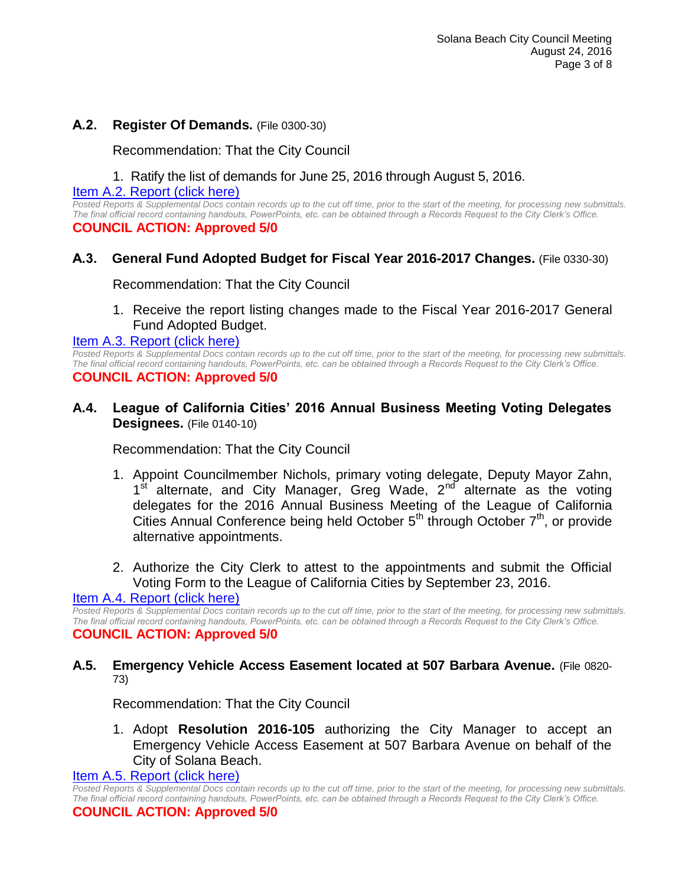### A.2. Register Of Demands. (File 0300-30)

Recommendation: That the City Council

1. Ratify the list of demands for June 25, 2016 through August 5, 2016.

Item A.2. Report (click here)

*Posted Reports & Supplemental Docs contain records up to the cut off time, prior to the start of the meeting, for processing new submittals. The final official record containing handouts, PowerPoints, etc. can be obtained through a Records Request to the City Clerk's Office.*

**COUNCIL ACTION: Approved 5/0**

### A.3. General Fund Adopted Budget for Fiscal Year 2016-2017 Changes. (File 0330-30)

Recommendation: That the City Council

1. Receive the report listing changes made to the Fiscal Year 2016-2017 General Fund Adopted Budget.

Item A.3. Report (click here)

*Posted Reports & Supplemental Docs contain records up to the cut off time, prior to the start of the meeting, for processing new submittals. The final official record containing handouts, PowerPoints, etc. can be obtained through a Records Request to the City Clerk's Office.*

**COUNCIL ACTION: Approved 5/0**

### A.4. League of California Cities' 2016 Annual Business Meeting Voting Delegates Designees. (File 0140-10)

Recommendation: That the City Council

1. Appoint Councilmember Nichols, primary voting delegate, Deputy Mayor Zahn, 1st alternate, and City Manager, Greg Wade, 2nd alternate as the voting delegates for the 2016 Annual Business Meeting of the League of California Cities Annual Conference being held October 5th through October 7th, or provide alternative appointments.

2. Authorize the City Clerk to attest to the appointments and submit the Official Voting Form to the League of California Cities by September 23, 2016.

Item A.4. Report (click here)

*Posted Reports & Supplemental Docs contain records up to the cut off time, prior to the start of the meeting, for processing new submittals. The final official record containing handouts, PowerPoints, etc. can be obtained through a Records Request to the City Clerk's Office.*

**COUNCIL ACTION: Approved 5/0**

### A.5. Emergency Vehicle Access Easement located at 507 Barbara Avenue. (File 0820-73)

Recommendation: That the City Council

1. Adopt **Resolution 2016-105** authorizing the City Manager to accept an Emergency Vehicle Access Easement at 507 Barbara Avenue on behalf of the City of Solana Beach.

Item A.5. Report (click here)

*Posted Reports & Supplemental Docs contain records up to the cut off time, prior to the start of the meeting, for processing new submittals. The final official record containing handouts, PowerPoints, etc. can be obtained through a Records Request to the City Clerk's Office.*

**COUNCIL ACTION: Approved 5/0**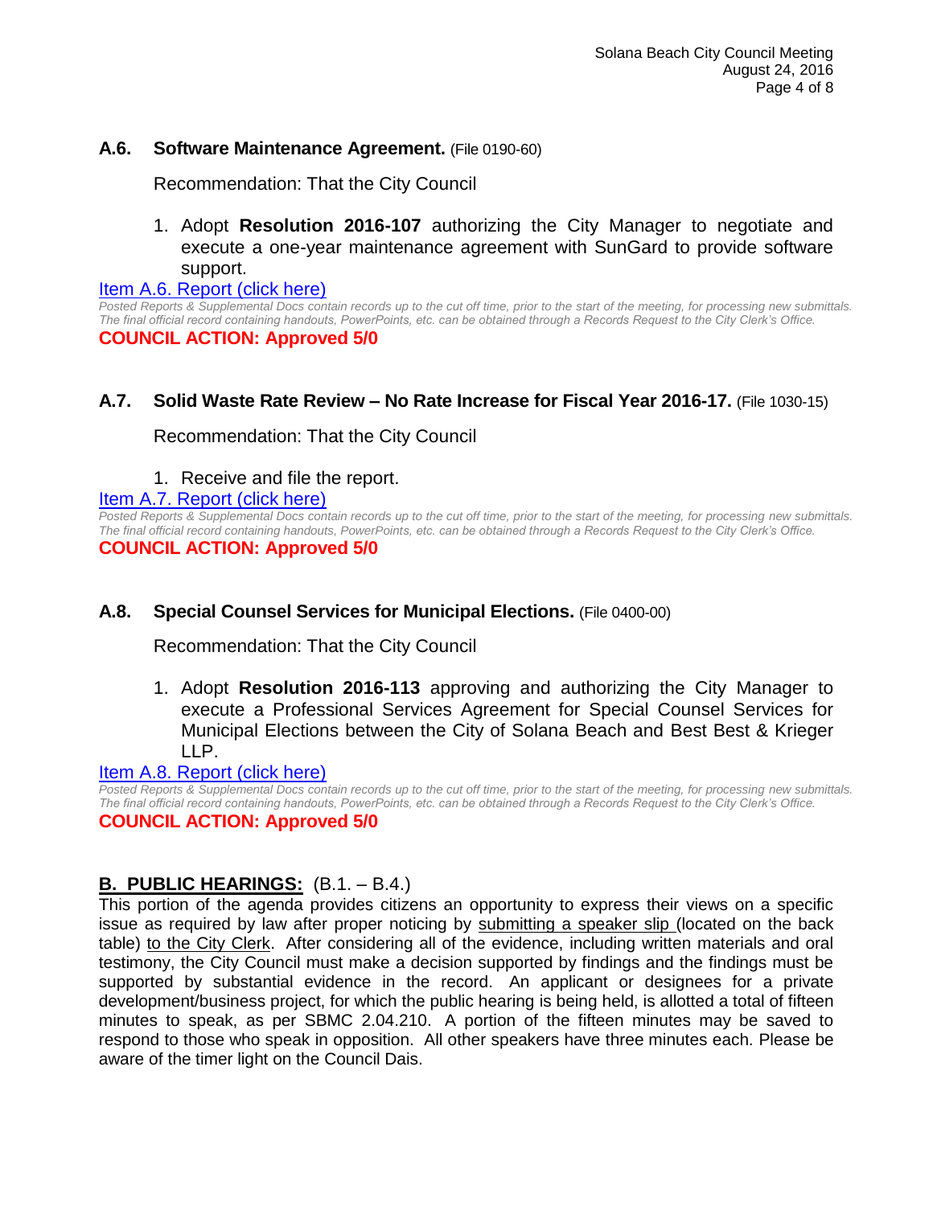### A.6. **Software Maintenance Agreement.** (File 0190-60)

Recommendation: That the City Council

1. Adopt **Resolution 2016-107** authorizing the City Manager to negotiate and execute a one-year maintenance agreement with SunGard to provide software support.

Item A.6. Report (click here)

*Posted Reports & Supplemental Docs contain records up to the cut off time, prior to the start of the meeting, for processing new submittals. The final official record containing handouts, PowerPoints, etc. can be obtained through a Records Request to the City Clerk's Office.*

**COUNCIL ACTION: Approved 5/0**

### A.7. **Solid Waste Rate Review – No Rate Increase for Fiscal Year 2016-17.** (File 1030-15)

Recommendation: That the City Council

1. Receive and file the report.

Item A.7. Report (click here)

*Posted Reports & Supplemental Docs contain records up to the cut off time, prior to the start of the meeting, for processing new submittals. The final official record containing handouts, PowerPoints, etc. can be obtained through a Records Request to the City Clerk's Office.*

**COUNCIL ACTION: Approved 5/0**

### A.8. **Special Counsel Services for Municipal Elections.** (File 0400-00)

Recommendation: That the City Council

1. Adopt **Resolution 2016-113** approving and authorizing the City Manager to execute a Professional Services Agreement for Special Counsel Services for Municipal Elections between the City of Solana Beach and Best Best & Krieger LLP.

Item A.8. Report (click here)

*Posted Reports & Supplemental Docs contain records up to the cut off time, prior to the start of the meeting, for processing new submittals. The final official record containing handouts, PowerPoints, etc. can be obtained through a Records Request to the City Clerk's Office.*

**COUNCIL ACTION: Approved 5/0**

## B. PUBLIC HEARINGS: (B.1. – B.4.)

This portion of the agenda provides citizens an opportunity to express their views on a specific issue as required by law after proper noticing by submitting a speaker slip (located on the back table) to the City Clerk. After considering all of the evidence, including written materials and oral testimony, the City Council must make a decision supported by findings and the findings must be supported by substantial evidence in the record. An applicant or designees for a private development/business project, for which the public hearing is being held, is allotted a total of fifteen minutes to speak, as per SBMC 2.04.210. A portion of the fifteen minutes may be saved to respond to those who speak in opposition. All other speakers have three minutes each. Please be aware of the timer light on the Council Dais.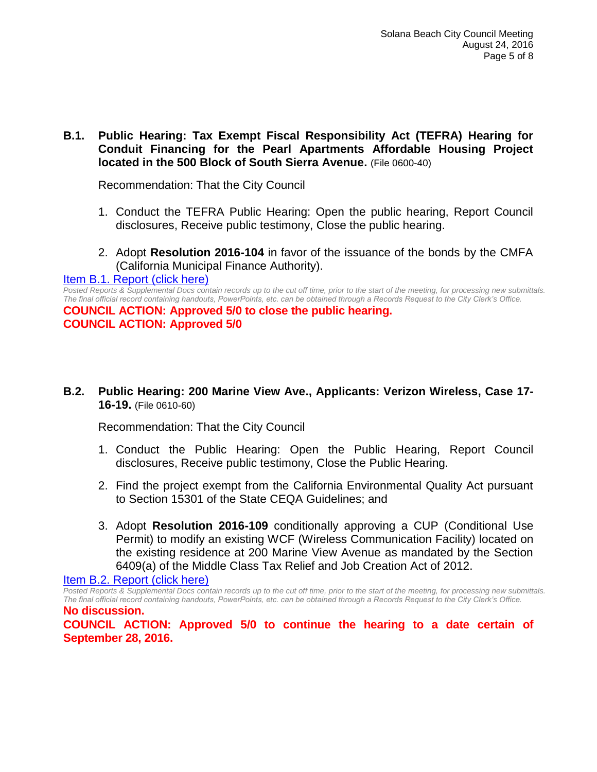**B.1. Public Hearing: Tax Exempt Fiscal Responsibility Act (TEFRA) Hearing for Conduit Financing for the Pearl Apartments Affordable Housing Project located in the 500 Block of South Sierra Avenue.** (File 0600-40)

Recommendation: That the City Council

1. Conduct the TEFRA Public Hearing: Open the public hearing, Report Council disclosures, Receive public testimony, Close the public hearing.

2. Adopt **Resolution 2016-104** in favor of the issuance of the bonds by the CMFA (California Municipal Finance Authority).

Item B.1. Report (click here)

*Posted Reports & Supplemental Docs contain records up to the cut off time, prior to the start of the meeting, for processing new submittals. The final official record containing handouts, PowerPoints, etc. can be obtained through a Records Request to the City Clerk's Office.*

**COUNCIL ACTION: Approved 5/0 to close the public hearing.**
**COUNCIL ACTION: Approved 5/0**

**B.2. Public Hearing: 200 Marine View Ave., Applicants: Verizon Wireless, Case 17-16-19.** (File 0610-60)

Recommendation: That the City Council

1. Conduct the Public Hearing: Open the Public Hearing, Report Council disclosures, Receive public testimony, Close the Public Hearing.

2. Find the project exempt from the California Environmental Quality Act pursuant to Section 15301 of the State CEQA Guidelines; and

3. Adopt **Resolution 2016-109** conditionally approving a CUP (Conditional Use Permit) to modify an existing WCF (Wireless Communication Facility) located on the existing residence at 200 Marine View Avenue as mandated by the Section 6409(a) of the Middle Class Tax Relief and Job Creation Act of 2012.

Item B.2. Report (click here)

*Posted Reports & Supplemental Docs contain records up to the cut off time, prior to the start of the meeting, for processing new submittals. The final official record containing handouts, PowerPoints, etc. can be obtained through a Records Request to the City Clerk's Office.*

**No discussion.**
**COUNCIL ACTION: Approved 5/0 to continue the hearing to a date certain of September 28, 2016.**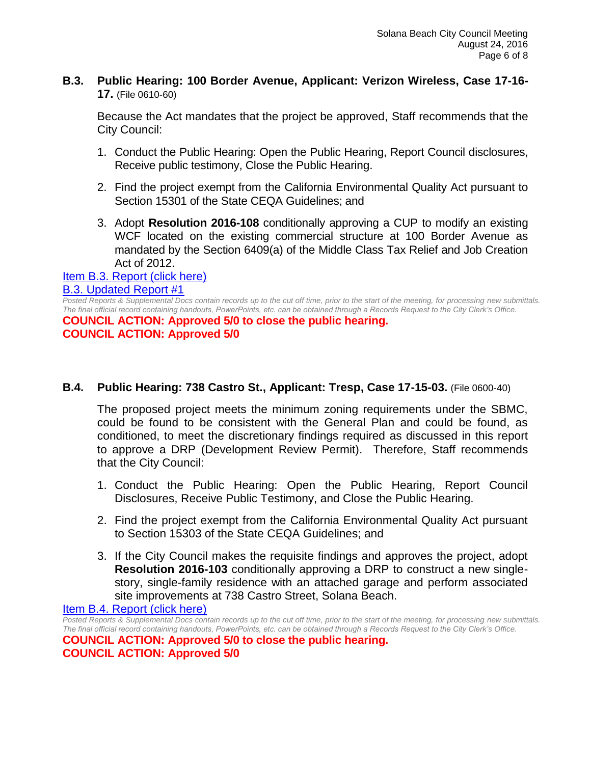**B.3. Public Hearing: 100 Border Avenue, Applicant: Verizon Wireless, Case 17-16-17.** (File 0610-60)

Because the Act mandates that the project be approved, Staff recommends that the City Council:

1. Conduct the Public Hearing: Open the Public Hearing, Report Council disclosures, Receive public testimony, Close the Public Hearing.
2. Find the project exempt from the California Environmental Quality Act pursuant to Section 15301 of the State CEQA Guidelines; and
3. Adopt **Resolution 2016-108** conditionally approving a CUP to modify an existing WCF located on the existing commercial structure at 100 Border Avenue as mandated by the Section 6409(a) of the Middle Class Tax Relief and Job Creation Act of 2012.

Item B.3. Report (click here)
B.3. Updated Report #1

*Posted Reports & Supplemental Docs contain records up to the cut off time, prior to the start of the meeting, for processing new submittals. The final official record containing handouts, PowerPoints, etc. can be obtained through a Records Request to the City Clerk's Office.*

**COUNCIL ACTION: Approved 5/0 to close the public hearing.**
**COUNCIL ACTION: Approved 5/0**

**B.4. Public Hearing: 738 Castro St., Applicant: Tresp, Case 17-15-03.** (File 0600-40)

The proposed project meets the minimum zoning requirements under the SBMC, could be found to be consistent with the General Plan and could be found, as conditioned, to meet the discretionary findings required as discussed in this report to approve a DRP (Development Review Permit). Therefore, Staff recommends that the City Council:

1. Conduct the Public Hearing: Open the Public Hearing, Report Council Disclosures, Receive Public Testimony, and Close the Public Hearing.
2. Find the project exempt from the California Environmental Quality Act pursuant to Section 15303 of the State CEQA Guidelines; and
3. If the City Council makes the requisite findings and approves the project, adopt **Resolution 2016-103** conditionally approving a DRP to construct a new single-story, single-family residence with an attached garage and perform associated site improvements at 738 Castro Street, Solana Beach.

Item B.4. Report (click here)

*Posted Reports & Supplemental Docs contain records up to the cut off time, prior to the start of the meeting, for processing new submittals. The final official record containing handouts, PowerPoints, etc. can be obtained through a Records Request to the City Clerk's Office.*

**COUNCIL ACTION: Approved 5/0 to close the public hearing.**
**COUNCIL ACTION: Approved 5/0**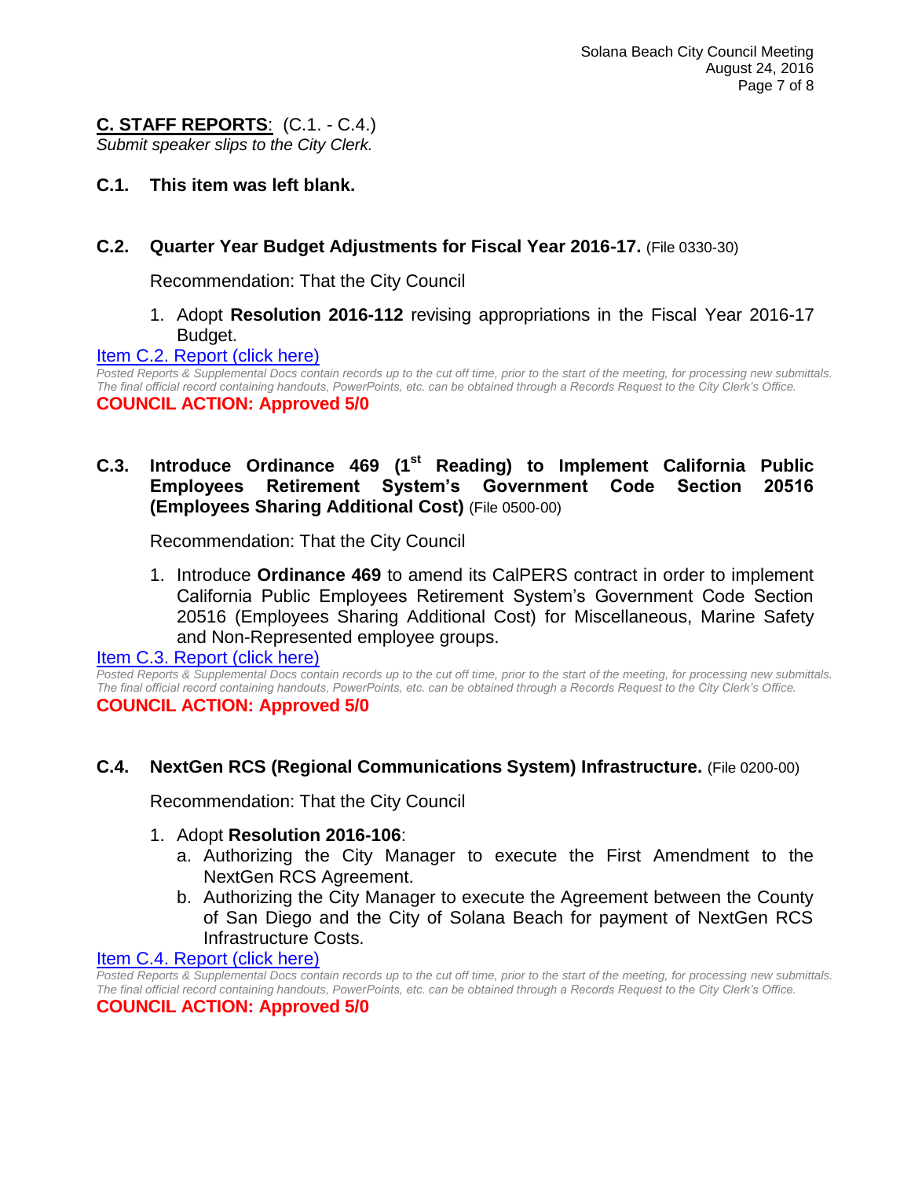## C. STAFF REPORTS: (C.1. - C.4.)

*Submit speaker slips to the City Clerk.*

### C.1. This item was left blank.

### C.2. Quarter Year Budget Adjustments for Fiscal Year 2016-17. (File 0330-30)

Recommendation: That the City Council

1. Adopt **Resolution 2016-112** revising appropriations in the Fiscal Year 2016-17 Budget.

[Item C.2. Report (click here)]

*Posted Reports & Supplemental Docs contain records up to the cut off time, prior to the start of the meeting, for processing new submittals. The final official record containing handouts, PowerPoints, etc. can be obtained through a Records Request to the City Clerk's Office.*

**COUNCIL ACTION: Approved 5/0**

### C.3. Introduce Ordinance 469 (1st Reading) to Implement California Public Employees Retirement System's Government Code Section 20516 (Employees Sharing Additional Cost) (File 0500-00)

Recommendation: That the City Council

1. Introduce **Ordinance 469** to amend its CalPERS contract in order to implement California Public Employees Retirement System's Government Code Section 20516 (Employees Sharing Additional Cost) for Miscellaneous, Marine Safety and Non-Represented employee groups.

[Item C.3. Report (click here)]

*Posted Reports & Supplemental Docs contain records up to the cut off time, prior to the start of the meeting, for processing new submittals. The final official record containing handouts, PowerPoints, etc. can be obtained through a Records Request to the City Clerk's Office.*

**COUNCIL ACTION: Approved 5/0**

### C.4. NextGen RCS (Regional Communications System) Infrastructure. (File 0200-00)

Recommendation: That the City Council

1. Adopt **Resolution 2016-106**:
   a. Authorizing the City Manager to execute the First Amendment to the NextGen RCS Agreement.
   b. Authorizing the City Manager to execute the Agreement between the County of San Diego and the City of Solana Beach for payment of NextGen RCS Infrastructure Costs.

[Item C.4. Report (click here)]

*Posted Reports & Supplemental Docs contain records up to the cut off time, prior to the start of the meeting, for processing new submittals. The final official record containing handouts, PowerPoints, etc. can be obtained through a Records Request to the City Clerk's Office.*

**COUNCIL ACTION: Approved 5/0**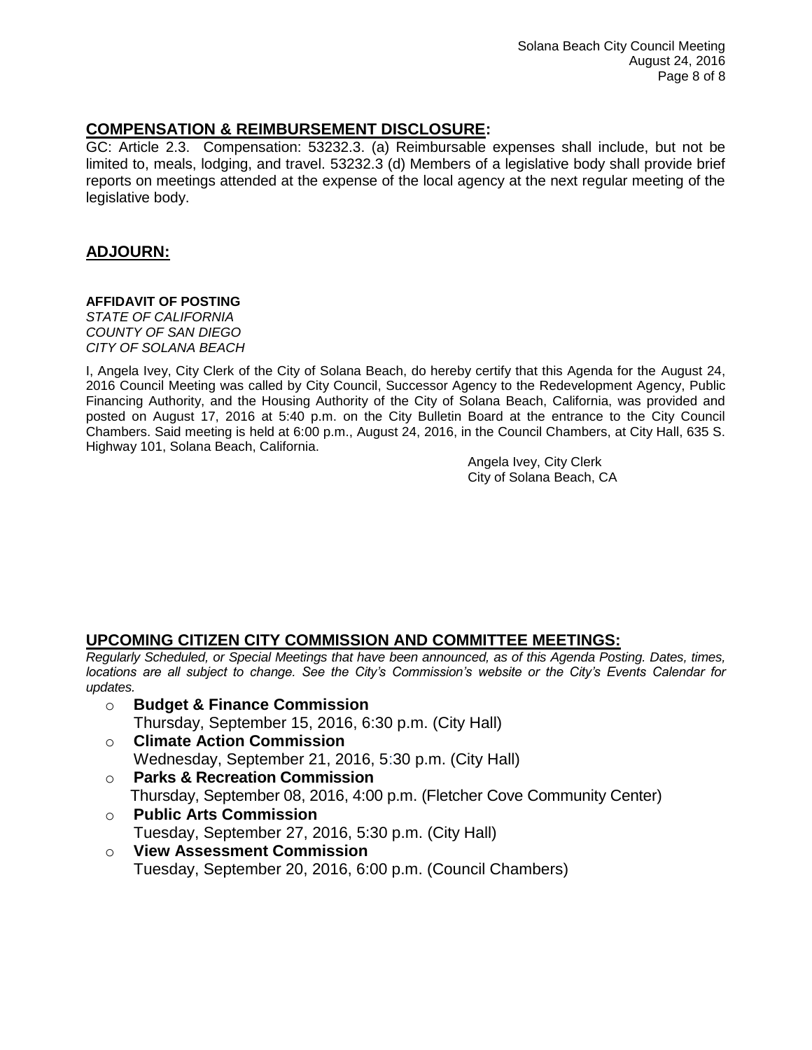## COMPENSATION & REIMBURSEMENT DISCLOSURE:

GC: Article 2.3. Compensation: 53232.3. (a) Reimbursable expenses shall include, but not be limited to, meals, lodging, and travel. 53232.3 (d) Members of a legislative body shall provide brief reports on meetings attended at the expense of the local agency at the next regular meeting of the legislative body.

## ADJOURN:

**AFFIDAVIT OF POSTING**

*STATE OF CALIFORNIA*
*COUNTY OF SAN DIEGO*
*CITY OF SOLANA BEACH*

I, Angela Ivey, City Clerk of the City of Solana Beach, do hereby certify that this Agenda for the August 24, 2016 Council Meeting was called by City Council, Successor Agency to the Redevelopment Agency, Public Financing Authority, and the Housing Authority of the City of Solana Beach, California, was provided and posted on August 17, 2016 at 5:40 p.m. on the City Bulletin Board at the entrance to the City Council Chambers. Said meeting is held at 6:00 p.m., August 24, 2016, in the Council Chambers, at City Hall, 635 S. Highway 101, Solana Beach, California.

Angela Ivey, City Clerk
City of Solana Beach, CA

## UPCOMING CITIZEN CITY COMMISSION AND COMMITTEE MEETINGS:

*Regularly Scheduled, or Special Meetings that have been announced, as of this Agenda Posting. Dates, times, locations are all subject to change. See the City's Commission's website or the City's Events Calendar for updates.*

- **Budget & Finance Commission**
  Thursday, September 15, 2016, 6:30 p.m. (City Hall)
- **Climate Action Commission**
  Wednesday, September 21, 2016, 5:30 p.m. (City Hall)
- **Parks & Recreation Commission**
  Thursday, September 08, 2016, 4:00 p.m. (Fletcher Cove Community Center)
- **Public Arts Commission**
  Tuesday, September 27, 2016, 5:30 p.m. (City Hall)
- **View Assessment Commission**
  Tuesday, September 20, 2016, 6:00 p.m. (Council Chambers)